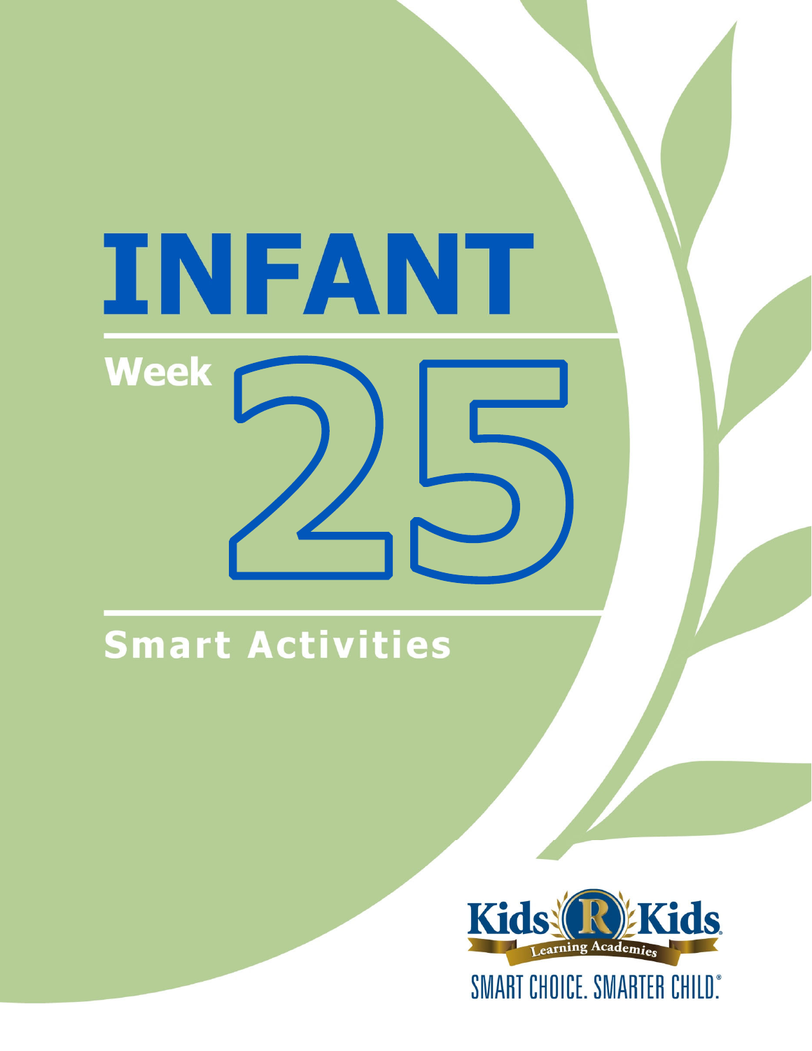# INFANT

## Week 25

## Smart Activities

Kids R Kids Learning Academies

SMART CHOICE. SMARTER CHILD.®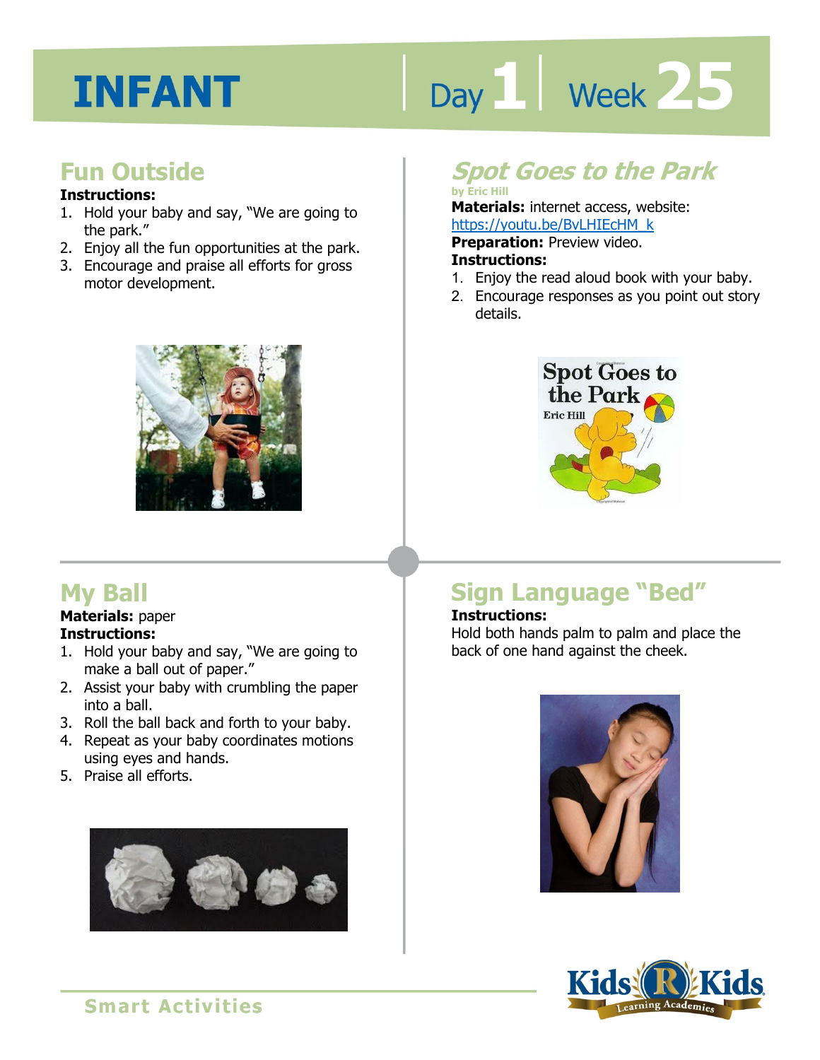# INFANT

Day 1 | Week 25

## Fun Outside

**Instructions:**

1. Hold your baby and say, "We are going to the park."
2. Enjoy all the fun opportunities at the park.
3. Encourage and praise all efforts for gross motor development.

## *Spot Goes to the Park*

by Eric Hill

**Materials:** internet access, website: https://youtu.be/BvLHIEcHM_k

**Preparation:** Preview video.

**Instructions:**

1. Enjoy the read aloud book with your baby.
2. Encourage responses as you point out story details.

## My Ball

**Materials:** paper

**Instructions:**

1. Hold your baby and say, "We are going to make a ball out of paper."
2. Assist your baby with crumbling the paper into a ball.
3. Roll the ball back and forth to your baby.
4. Repeat as your baby coordinates motions using eyes and hands.
5. Praise all efforts.

## Sign Language "Bed"

**Instructions:**

Hold both hands palm to palm and place the back of one hand against the cheek.

Smart Activities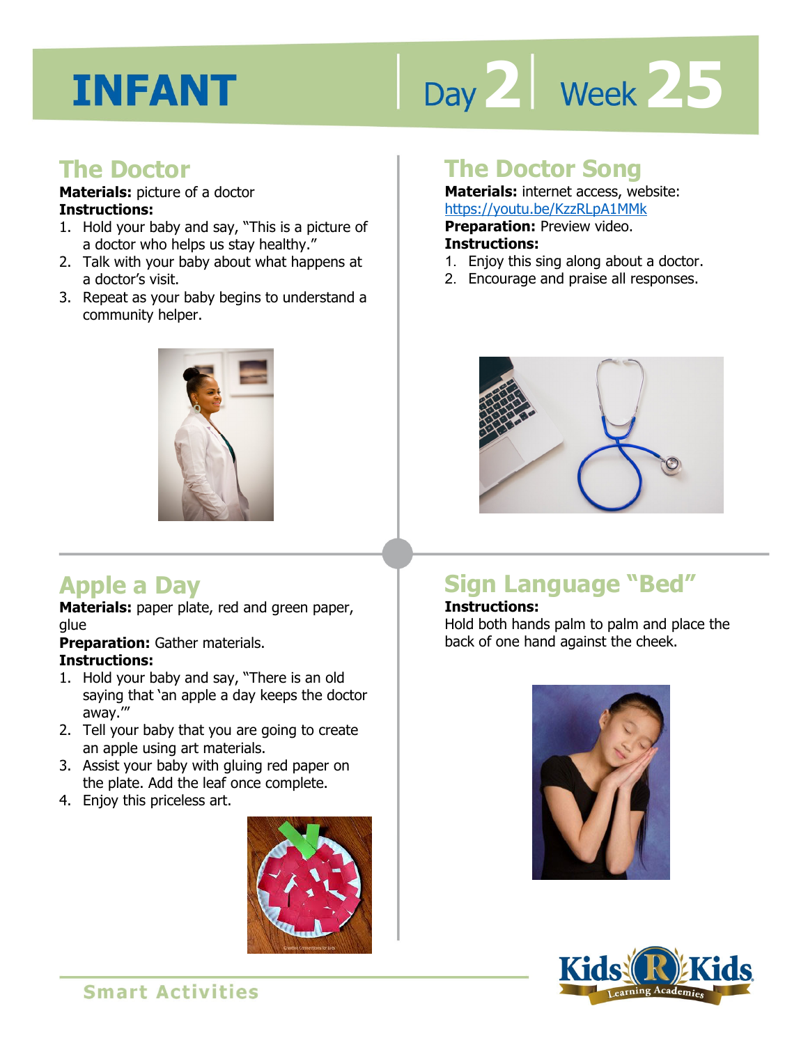# INFANT

Day 2 | Week 25

## The Doctor

**Materials:** picture of a doctor
**Instructions:**

1. Hold your baby and say, "This is a picture of a doctor who helps us stay healthy."
2. Talk with your baby about what happens at a doctor's visit.
3. Repeat as your baby begins to understand a community helper.

## The Doctor Song

**Materials:** internet access, website: https://youtu.be/KzzRLpA1MMk
**Preparation:** Preview video.
**Instructions:**

1. Enjoy this sing along about a doctor.
2. Encourage and praise all responses.

## Apple a Day

**Materials:** paper plate, red and green paper, glue
**Preparation:** Gather materials.
**Instructions:**

1. Hold your baby and say, "There is an old saying that 'an apple a day keeps the doctor away.'"
2. Tell your baby that you are going to create an apple using art materials.
3. Assist your baby with gluing red paper on the plate. Add the leaf once complete.
4. Enjoy this priceless art.

## Sign Language "Bed"

**Instructions:**
Hold both hands palm to palm and place the back of one hand against the cheek.

Smart Activities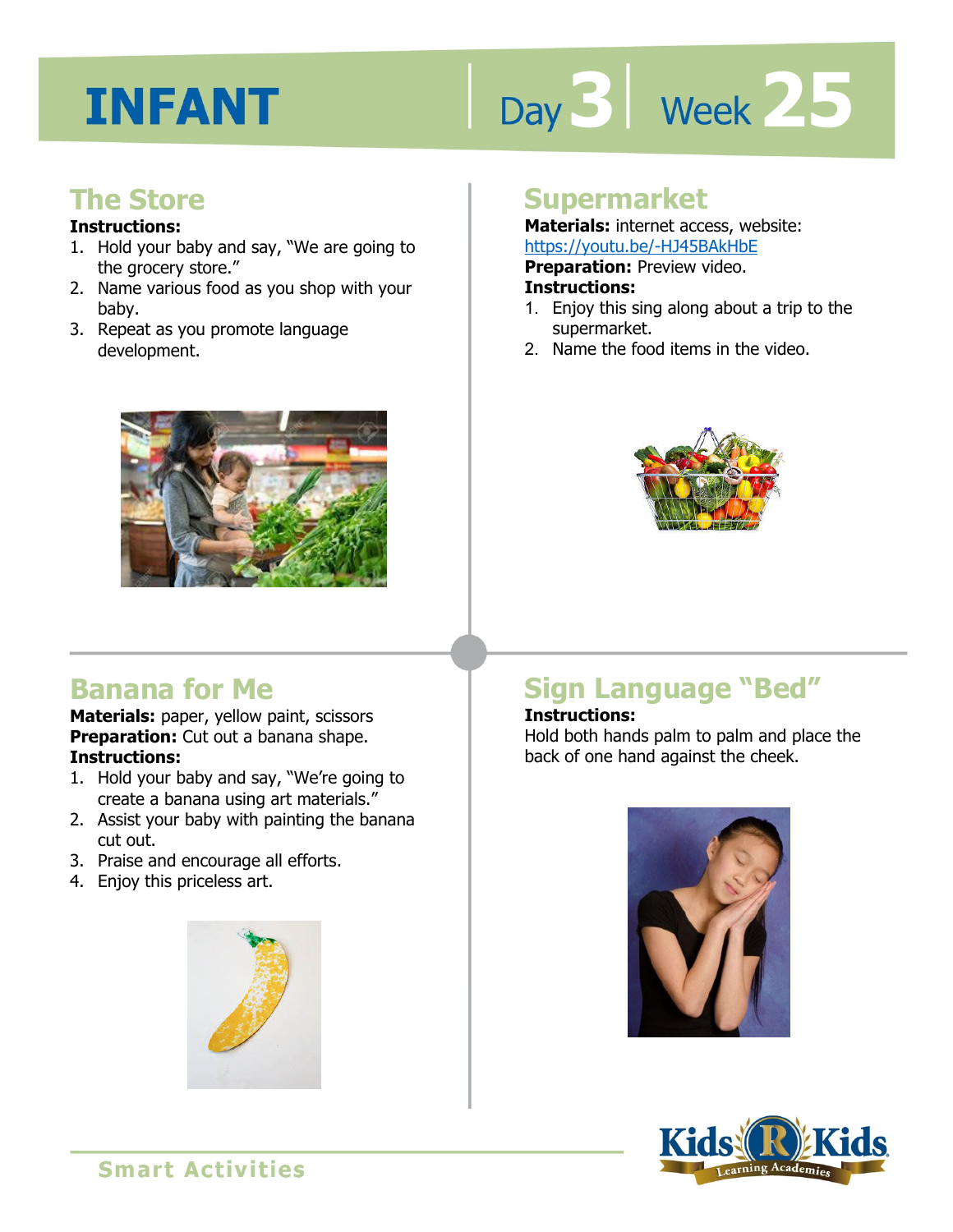# INFANT

Day 3 | Week 25

## The Store

**Instructions:**

1. Hold your baby and say, "We are going to the grocery store."
2. Name various food as you shop with your baby.
3. Repeat as you promote language development.

## Supermarket

**Materials:** internet access, website: https://youtu.be/-HJ45BAkHbE

**Preparation:** Preview video.

**Instructions:**

1. Enjoy this sing along about a trip to the supermarket.
2. Name the food items in the video.

## Banana for Me

**Materials:** paper, yellow paint, scissors

**Preparation:** Cut out a banana shape.

**Instructions:**

1. Hold your baby and say, "We're going to create a banana using art materials."
2. Assist your baby with painting the banana cut out.
3. Praise and encourage all efforts.
4. Enjoy this priceless art.

## Sign Language "Bed"

**Instructions:**

Hold both hands palm to palm and place the back of one hand against the cheek.

Smart Activities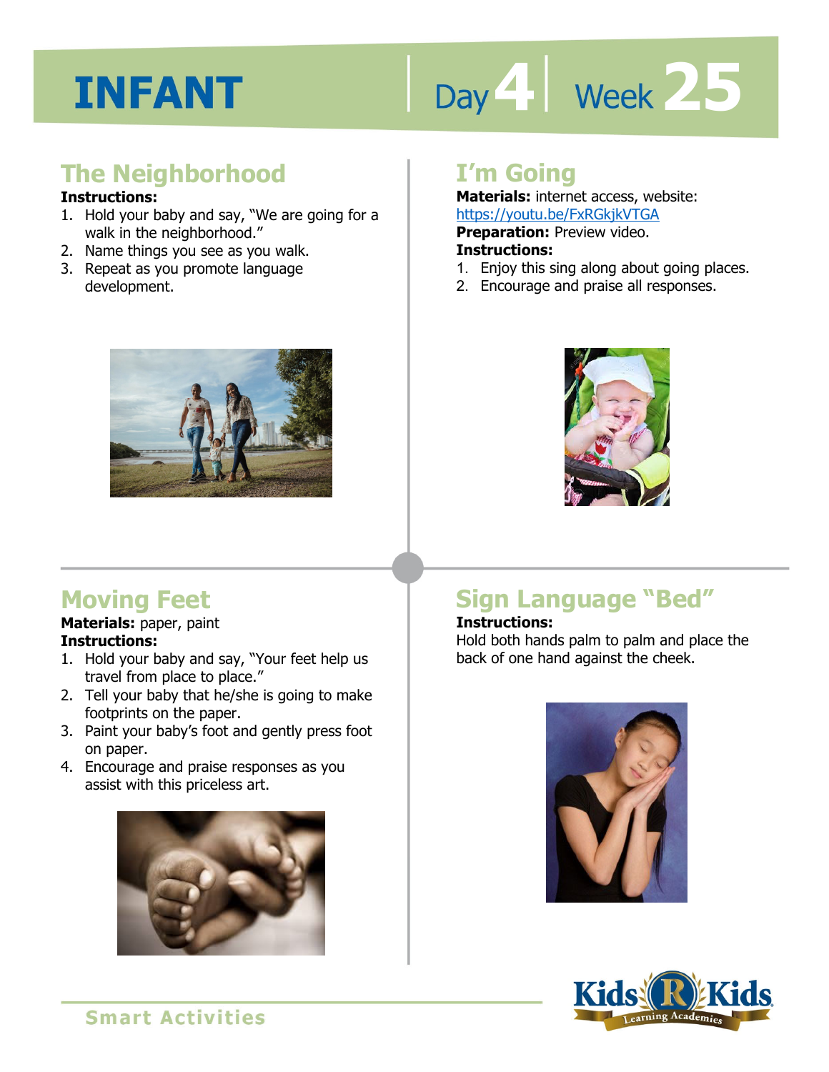# INFANT

Day 4 | Week 25

## The Neighborhood

**Instructions:**

1. Hold your baby and say, "We are going for a walk in the neighborhood."
2. Name things you see as you walk.
3. Repeat as you promote language development.

## I'm Going

**Materials:** internet access, website: https://youtu.be/FxRGkjkVTGA

**Preparation:** Preview video.

**Instructions:**

1. Enjoy this sing along about going places.
2. Encourage and praise all responses.

## Moving Feet

**Materials:** paper, paint

**Instructions:**

1. Hold your baby and say, "Your feet help us travel from place to place."
2. Tell your baby that he/she is going to make footprints on the paper.
3. Paint your baby's foot and gently press foot on paper.
4. Encourage and praise responses as you assist with this priceless art.

## Sign Language "Bed"

**Instructions:**

Hold both hands palm to palm and place the back of one hand against the cheek.

Smart Activities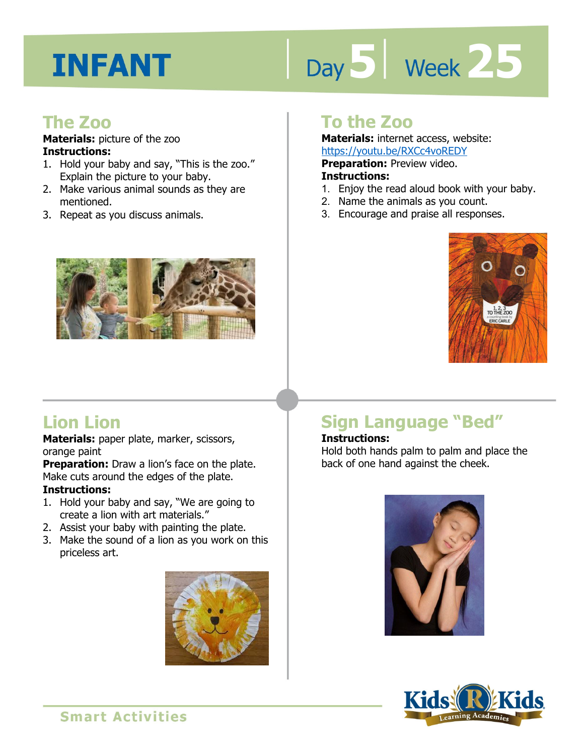# INFANT

Day 5 Week 25

## The Zoo

**Materials:** picture of the zoo

**Instructions:**

1. Hold your baby and say, "This is the zoo." Explain the picture to your baby.
2. Make various animal sounds as they are mentioned.
3. Repeat as you discuss animals.

## To the Zoo

**Materials:** internet access, website: https://youtu.be/RXCc4voREDY

**Preparation:** Preview video.

**Instructions:**

1. Enjoy the read aloud book with your baby.
2. Name the animals as you count.
3. Encourage and praise all responses.

## Lion Lion

**Materials:** paper plate, marker, scissors, orange paint

**Preparation:** Draw a lion's face on the plate. Make cuts around the edges of the plate.

**Instructions:**

1. Hold your baby and say, "We are going to create a lion with art materials."
2. Assist your baby with painting the plate.
3. Make the sound of a lion as you work on this priceless art.

## Sign Language "Bed"

**Instructions:**

Hold both hands palm to palm and place the back of one hand against the cheek.

Smart Activities